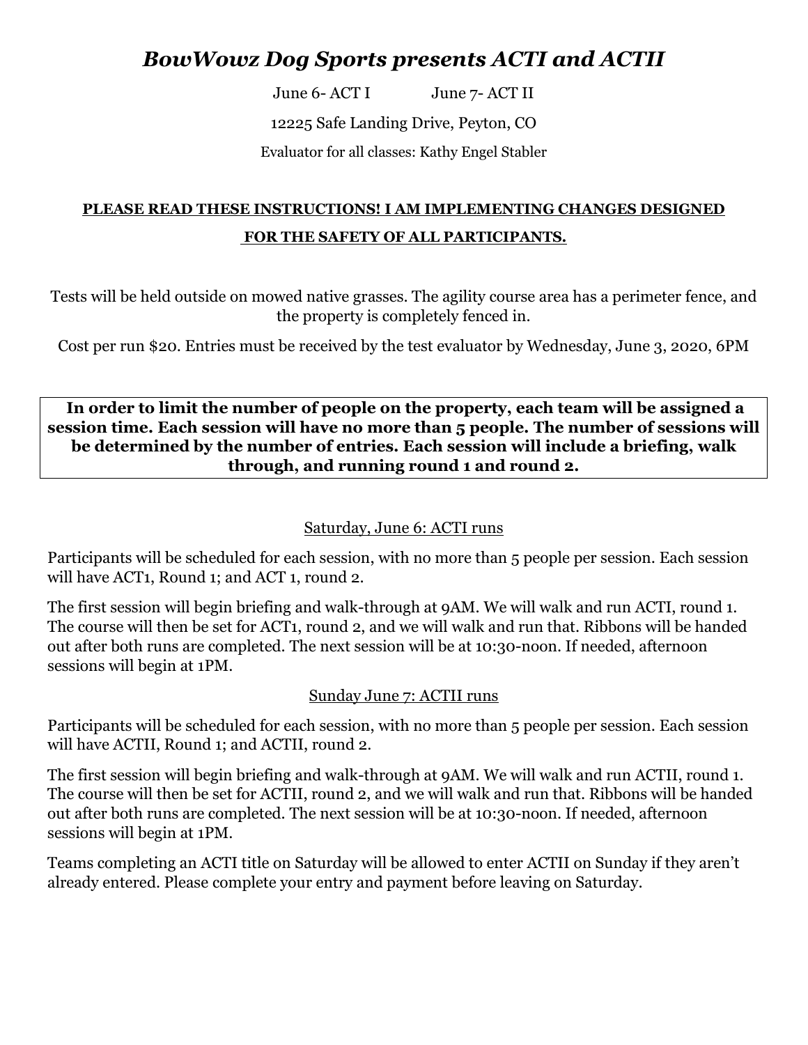# *BowWowz Dog Sports presents ACTI and ACTII*

June 6- ACT I June 7- ACT II

12225 Safe Landing Drive, Peyton, CO

Evaluator for all classes: Kathy Engel Stabler

**PLEASE READ THESE INSTRUCTIONS! I AM IMPLEMENTING CHANGES DESIGNED FOR THE SAFETY OF ALL PARTICIPANTS.**

Tests will be held outside on mowed native grasses. The agility course area has a perimeter fence, and the property is completely fenced in.

Cost per run $20. Entries must be received by the test evaluator by Wednesday, June 3, 2020, 6PM

**In order to limit the number of people on the property, each team will be assigned a session time. Each session will have no more than 5 people. The number of sessions will be determined by the number of entries. Each session will include a briefing, walk through, and running round 1 and round 2.**

## Saturday, June 6: ACTI runs

Participants will be scheduled for each session, with no more than 5 people per session. Each session will have ACT1, Round 1; and ACT 1, round 2.

The first session will begin briefing and walk-through at 9AM. We will walk and run ACTI, round 1. The course will then be set for ACT1, round 2, and we will walk and run that. Ribbons will be handed out after both runs are completed. The next session will be at 10:30-noon. If needed, afternoon sessions will begin at 1PM.

## Sunday June 7: ACTII runs

Participants will be scheduled for each session, with no more than 5 people per session. Each session will have ACTII, Round 1; and ACTII, round 2.

The first session will begin briefing and walk-through at 9AM. We will walk and run ACTII, round 1. The course will then be set for ACTII, round 2, and we will walk and run that. Ribbons will be handed out after both runs are completed. The next session will be at 10:30-noon. If needed, afternoon sessions will begin at 1PM.

Teams completing an ACTI title on Saturday will be allowed to enter ACTII on Sunday if they aren't already entered. Please complete your entry and payment before leaving on Saturday.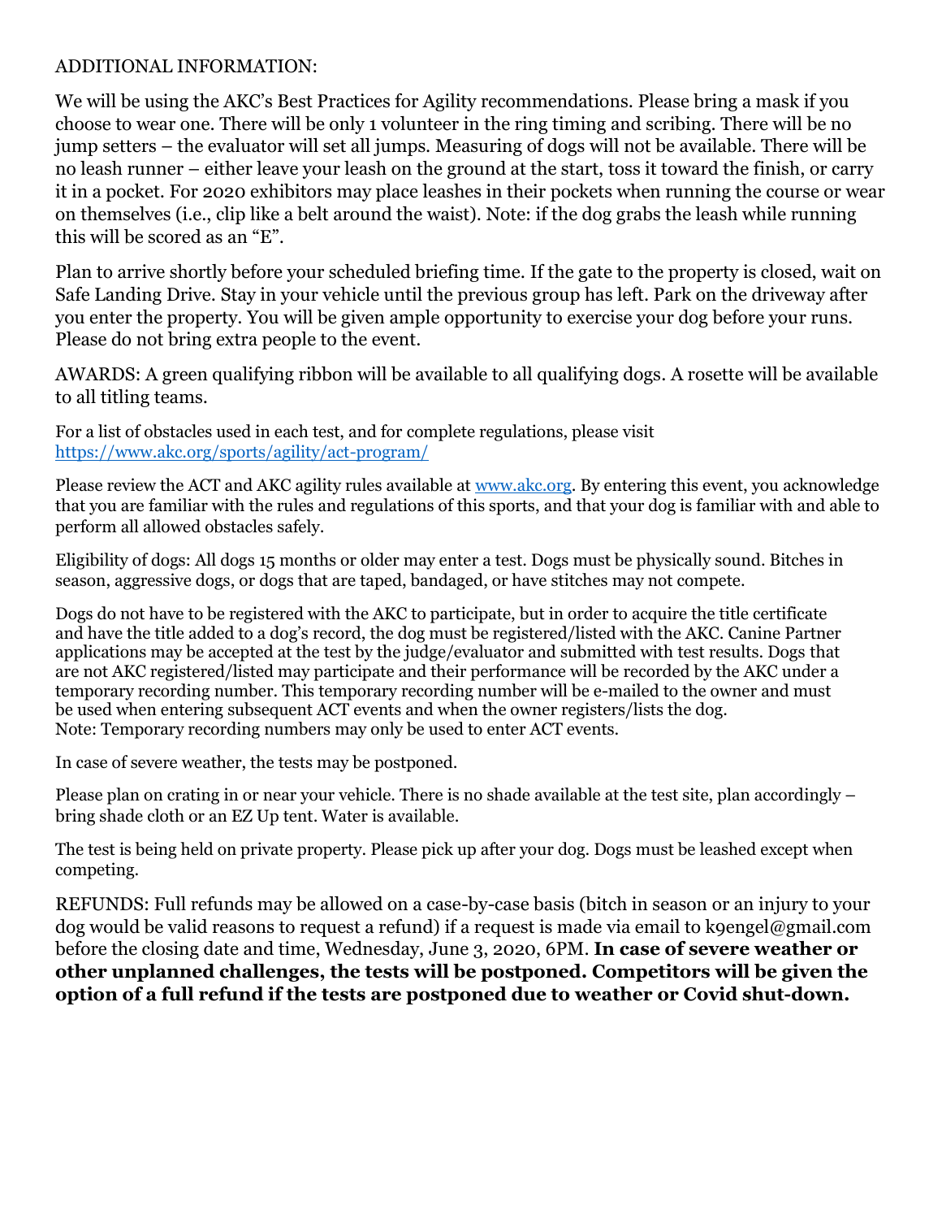ADDITIONAL INFORMATION:

We will be using the AKC's Best Practices for Agility recommendations. Please bring a mask if you choose to wear one. There will be only 1 volunteer in the ring timing and scribing. There will be no jump setters – the evaluator will set all jumps. Measuring of dogs will not be available. There will be no leash runner – either leave your leash on the ground at the start, toss it toward the finish, or carry it in a pocket. For 2020 exhibitors may place leashes in their pockets when running the course or wear on themselves (i.e., clip like a belt around the waist). Note: if the dog grabs the leash while running this will be scored as an "E".

Plan to arrive shortly before your scheduled briefing time. If the gate to the property is closed, wait on Safe Landing Drive. Stay in your vehicle until the previous group has left. Park on the driveway after you enter the property. You will be given ample opportunity to exercise your dog before your runs. Please do not bring extra people to the event.

AWARDS: A green qualifying ribbon will be available to all qualifying dogs. A rosette will be available to all titling teams.

For a list of obstacles used in each test, and for complete regulations, please visit https://www.akc.org/sports/agility/act-program/

Please review the ACT and AKC agility rules available at www.akc.org. By entering this event, you acknowledge that you are familiar with the rules and regulations of this sports, and that your dog is familiar with and able to perform all allowed obstacles safely.

Eligibility of dogs: All dogs 15 months or older may enter a test. Dogs must be physically sound. Bitches in season, aggressive dogs, or dogs that are taped, bandaged, or have stitches may not compete.

Dogs do not have to be registered with the AKC to participate, but in order to acquire the title certificate and have the title added to a dog's record, the dog must be registered/listed with the AKC. Canine Partner applications may be accepted at the test by the judge/evaluator and submitted with test results. Dogs that are not AKC registered/listed may participate and their performance will be recorded by the AKC under a temporary recording number. This temporary recording number will be e-mailed to the owner and must be used when entering subsequent ACT events and when the owner registers/lists the dog.
Note: Temporary recording numbers may only be used to enter ACT events.

In case of severe weather, the tests may be postponed.

Please plan on crating in or near your vehicle. There is no shade available at the test site, plan accordingly – bring shade cloth or an EZ Up tent. Water is available.

The test is being held on private property. Please pick up after your dog. Dogs must be leashed except when competing.

REFUNDS: Full refunds may be allowed on a case-by-case basis (bitch in season or an injury to your dog would be valid reasons to request a refund) if a request is made via email to k9engel@gmail.com before the closing date and time, Wednesday, June 3, 2020, 6PM. **In case of severe weather or other unplanned challenges, the tests will be postponed. Competitors will be given the option of a full refund if the tests are postponed due to weather or Covid shut-down.**